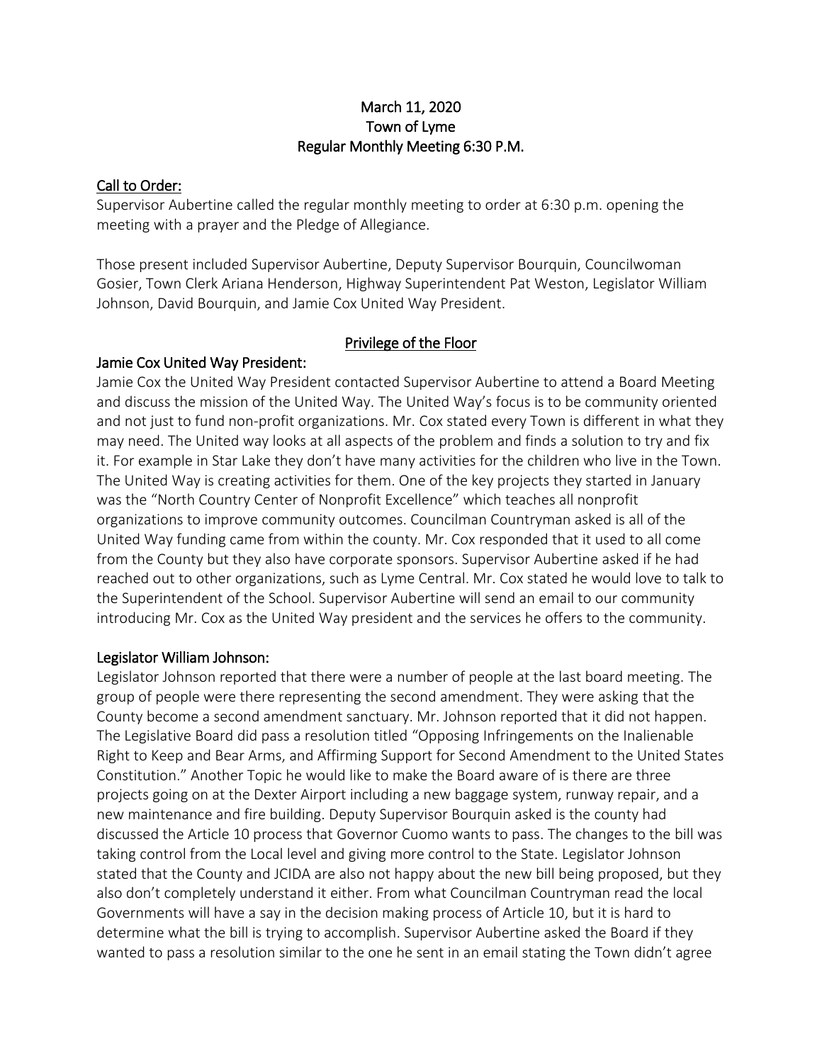# March 11, 2020
# Town of Lyme
# Regular Monthly Meeting 6:30 P.M.

## Call to Order:

Supervisor Aubertine called the regular monthly meeting to order at 6:30 p.m. opening the meeting with a prayer and the Pledge of Allegiance.

Those present included Supervisor Aubertine, Deputy Supervisor Bourquin, Councilwoman Gosier, Town Clerk Ariana Henderson, Highway Superintendent Pat Weston, Legislator William Johnson, David Bourquin, and Jamie Cox United Way President.

## Privilege of the Floor

### Jamie Cox United Way President:

Jamie Cox the United Way President contacted Supervisor Aubertine to attend a Board Meeting and discuss the mission of the United Way. The United Way's focus is to be community oriented and not just to fund non-profit organizations. Mr. Cox stated every Town is different in what they may need. The United way looks at all aspects of the problem and finds a solution to try and fix it. For example in Star Lake they don't have many activities for the children who live in the Town. The United Way is creating activities for them. One of the key projects they started in January was the "North Country Center of Nonprofit Excellence" which teaches all nonprofit organizations to improve community outcomes. Councilman Countryman asked is all of the United Way funding came from within the county. Mr. Cox responded that it used to all come from the County but they also have corporate sponsors. Supervisor Aubertine asked if he had reached out to other organizations, such as Lyme Central. Mr. Cox stated he would love to talk to the Superintendent of the School. Supervisor Aubertine will send an email to our community introducing Mr. Cox as the United Way president and the services he offers to the community.

### Legislator William Johnson:

Legislator Johnson reported that there were a number of people at the last board meeting. The group of people were there representing the second amendment. They were asking that the County become a second amendment sanctuary. Mr. Johnson reported that it did not happen. The Legislative Board did pass a resolution titled "Opposing Infringements on the Inalienable Right to Keep and Bear Arms, and Affirming Support for Second Amendment to the United States Constitution." Another Topic he would like to make the Board aware of is there are three projects going on at the Dexter Airport including a new baggage system, runway repair, and a new maintenance and fire building. Deputy Supervisor Bourquin asked is the county had discussed the Article 10 process that Governor Cuomo wants to pass. The changes to the bill was taking control from the Local level and giving more control to the State. Legislator Johnson stated that the County and JCIDA are also not happy about the new bill being proposed, but they also don't completely understand it either. From what Councilman Countryman read the local Governments will have a say in the decision making process of Article 10, but it is hard to determine what the bill is trying to accomplish. Supervisor Aubertine asked the Board if they wanted to pass a resolution similar to the one he sent in an email stating the Town didn't agree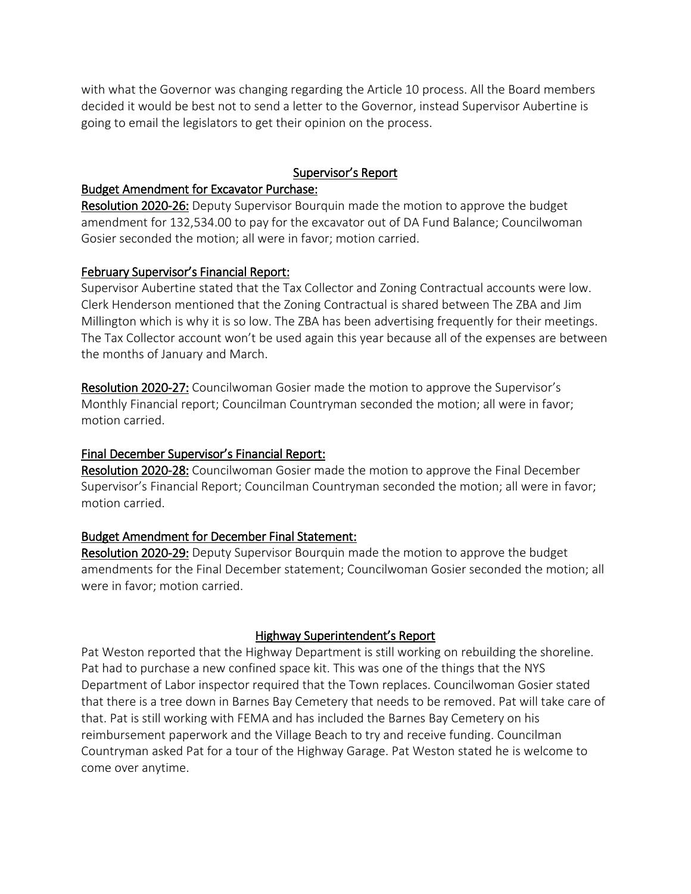with what the Governor was changing regarding the Article 10 process. All the Board members decided it would be best not to send a letter to the Governor, instead Supervisor Aubertine is going to email the legislators to get their opinion on the process.

## Supervisor's Report

### Budget Amendment for Excavator Purchase:

**Resolution 2020-26:** Deputy Supervisor Bourquin made the motion to approve the budget amendment for 132,534.00 to pay for the excavator out of DA Fund Balance; Councilwoman Gosier seconded the motion; all were in favor; motion carried.

### February Supervisor's Financial Report:

Supervisor Aubertine stated that the Tax Collector and Zoning Contractual accounts were low. Clerk Henderson mentioned that the Zoning Contractual is shared between The ZBA and Jim Millington which is why it is so low. The ZBA has been advertising frequently for their meetings. The Tax Collector account won't be used again this year because all of the expenses are between the months of January and March.

**Resolution 2020-27:** Councilwoman Gosier made the motion to approve the Supervisor's Monthly Financial report; Councilman Countryman seconded the motion; all were in favor; motion carried.

### Final December Supervisor's Financial Report:

**Resolution 2020-28:** Councilwoman Gosier made the motion to approve the Final December Supervisor's Financial Report; Councilman Countryman seconded the motion; all were in favor; motion carried.

### Budget Amendment for December Final Statement:

**Resolution 2020-29:** Deputy Supervisor Bourquin made the motion to approve the budget amendments for the Final December statement; Councilwoman Gosier seconded the motion; all were in favor; motion carried.

## Highway Superintendent's Report

Pat Weston reported that the Highway Department is still working on rebuilding the shoreline. Pat had to purchase a new confined space kit. This was one of the things that the NYS Department of Labor inspector required that the Town replaces. Councilwoman Gosier stated that there is a tree down in Barnes Bay Cemetery that needs to be removed. Pat will take care of that. Pat is still working with FEMA and has included the Barnes Bay Cemetery on his reimbursement paperwork and the Village Beach to try and receive funding. Councilman Countryman asked Pat for a tour of the Highway Garage. Pat Weston stated he is welcome to come over anytime.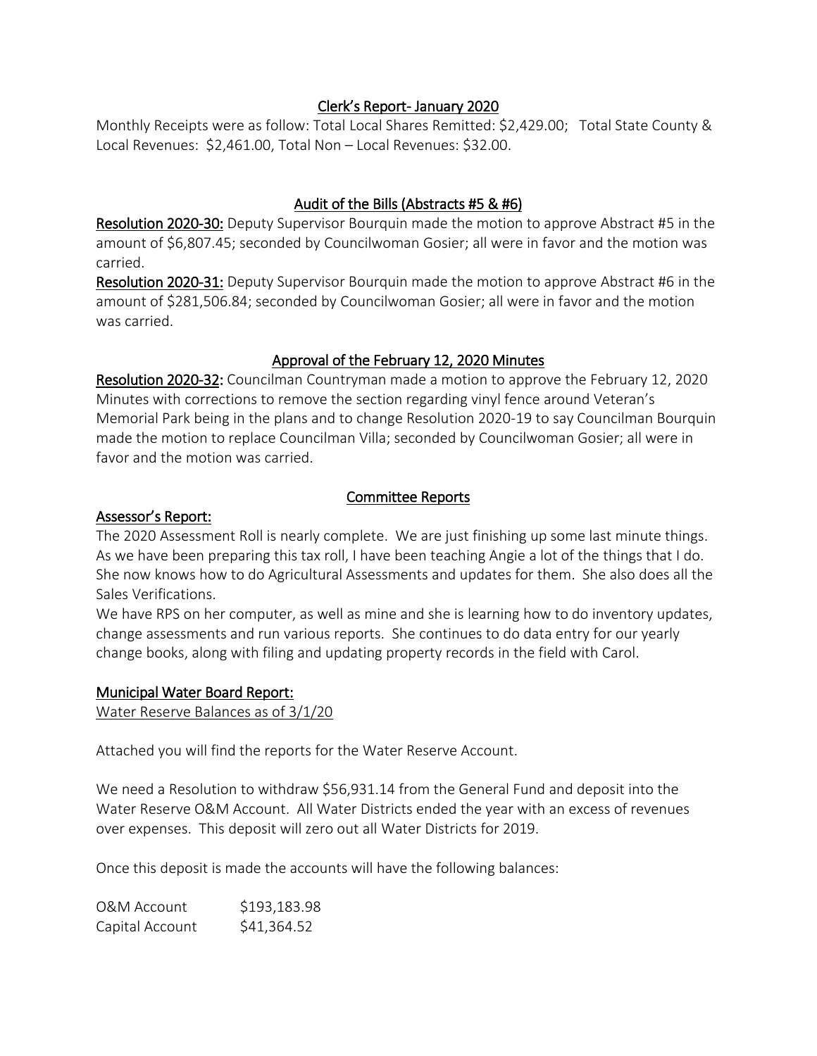## Clerk's Report- January 2020

Monthly Receipts were as follow: Total Local Shares Remitted: $2,429.00; Total State County & Local Revenues: $2,461.00, Total Non – Local Revenues: $32.00.

## Audit of the Bills (Abstracts #5 & #6)

**Resolution 2020-30:** Deputy Supervisor Bourquin made the motion to approve Abstract #5 in the amount of $6,807.45; seconded by Councilwoman Gosier; all were in favor and the motion was carried.

**Resolution 2020-31:** Deputy Supervisor Bourquin made the motion to approve Abstract #6 in the amount of $281,506.84; seconded by Councilwoman Gosier; all were in favor and the motion was carried.

## Approval of the February 12, 2020 Minutes

**Resolution 2020-32:** Councilman Countryman made a motion to approve the February 12, 2020 Minutes with corrections to remove the section regarding vinyl fence around Veteran's Memorial Park being in the plans and to change Resolution 2020-19 to say Councilman Bourquin made the motion to replace Councilman Villa; seconded by Councilwoman Gosier; all were in favor and the motion was carried.

## Committee Reports

### Assessor's Report:

The 2020 Assessment Roll is nearly complete. We are just finishing up some last minute things. As we have been preparing this tax roll, I have been teaching Angie a lot of the things that I do. She now knows how to do Agricultural Assessments and updates for them. She also does all the Sales Verifications.

We have RPS on her computer, as well as mine and she is learning how to do inventory updates, change assessments and run various reports. She continues to do data entry for our yearly change books, along with filing and updating property records in the field with Carol.

### Municipal Water Board Report:

Water Reserve Balances as of 3/1/20

Attached you will find the reports for the Water Reserve Account.

We need a Resolution to withdraw $56,931.14 from the General Fund and deposit into the Water Reserve O&M Account. All Water Districts ended the year with an excess of revenues over expenses. This deposit will zero out all Water Districts for 2019.

Once this deposit is made the accounts will have the following balances:

| | |
|---|---|
| O&M Account | $193,183.98 |
| Capital Account | $41,364.52 |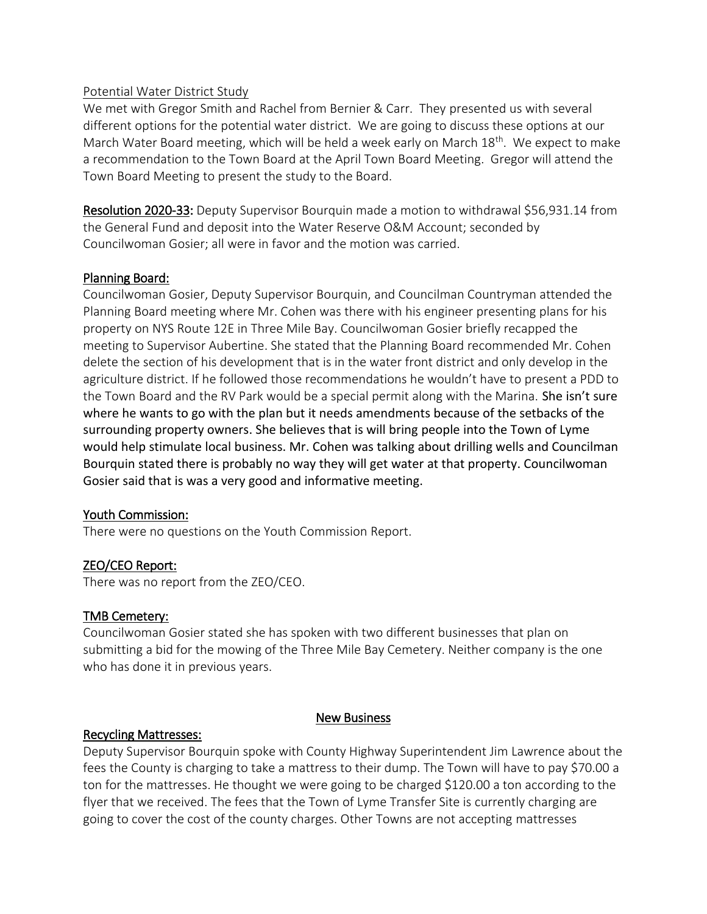Potential Water District Study

We met with Gregor Smith and Rachel from Bernier & Carr. They presented us with several different options for the potential water district. We are going to discuss these options at our March Water Board meeting, which will be held a week early on March 18th. We expect to make a recommendation to the Town Board at the April Town Board Meeting. Gregor will attend the Town Board Meeting to present the study to the Board.

**Resolution 2020-33:** Deputy Supervisor Bourquin made a motion to withdrawal $56,931.14 from the General Fund and deposit into the Water Reserve O&M Account; seconded by Councilwoman Gosier; all were in favor and the motion was carried.

## Planning Board:

Councilwoman Gosier, Deputy Supervisor Bourquin, and Councilman Countryman attended the Planning Board meeting where Mr. Cohen was there with his engineer presenting plans for his property on NYS Route 12E in Three Mile Bay. Councilwoman Gosier briefly recapped the meeting to Supervisor Aubertine. She stated that the Planning Board recommended Mr. Cohen delete the section of his development that is in the water front district and only develop in the agriculture district. If he followed those recommendations he wouldn't have to present a PDD to the Town Board and the RV Park would be a special permit along with the Marina. She isn't sure where he wants to go with the plan but it needs amendments because of the setbacks of the surrounding property owners. She believes that is will bring people into the Town of Lyme would help stimulate local business. Mr. Cohen was talking about drilling wells and Councilman Bourquin stated there is probably no way they will get water at that property. Councilwoman Gosier said that is was a very good and informative meeting.

## Youth Commission:

There were no questions on the Youth Commission Report.

## ZEO/CEO Report:

There was no report from the ZEO/CEO.

## TMB Cemetery:

Councilwoman Gosier stated she has spoken with two different businesses that plan on submitting a bid for the mowing of the Three Mile Bay Cemetery. Neither company is the one who has done it in previous years.

# New Business

## Recycling Mattresses:

Deputy Supervisor Bourquin spoke with County Highway Superintendent Jim Lawrence about the fees the County is charging to take a mattress to their dump. The Town will have to pay $70.00 a ton for the mattresses. He thought we were going to be charged $120.00 a ton according to the flyer that we received. The fees that the Town of Lyme Transfer Site is currently charging are going to cover the cost of the county charges. Other Towns are not accepting mattresses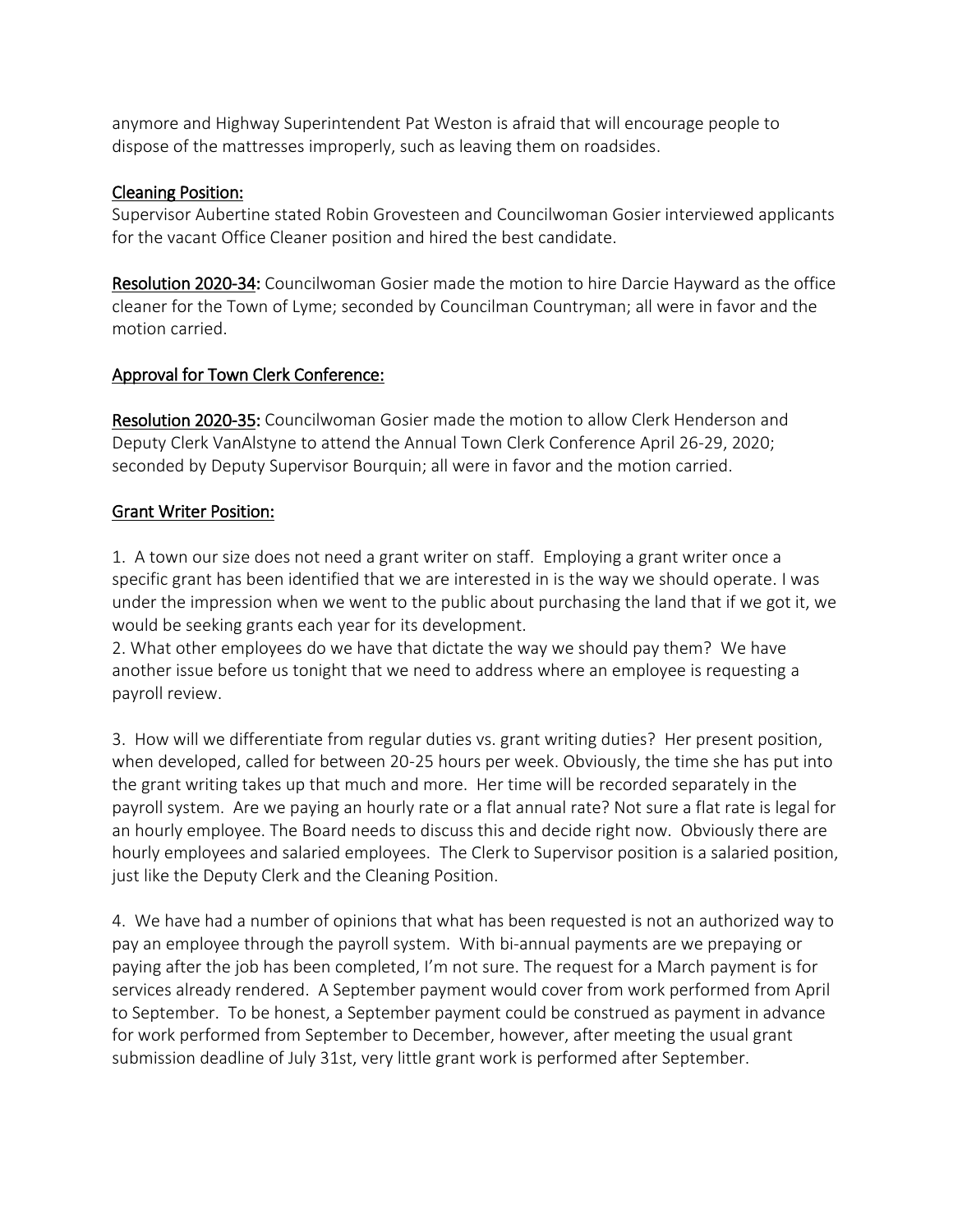anymore and Highway Superintendent Pat Weston is afraid that will encourage people to dispose of the mattresses improperly, such as leaving them on roadsides.

## Cleaning Position:

Supervisor Aubertine stated Robin Grovesteen and Councilwoman Gosier interviewed applicants for the vacant Office Cleaner position and hired the best candidate.

**Resolution 2020-34:** Councilwoman Gosier made the motion to hire Darcie Hayward as the office cleaner for the Town of Lyme; seconded by Councilman Countryman; all were in favor and the motion carried.

## Approval for Town Clerk Conference:

**Resolution 2020-35:** Councilwoman Gosier made the motion to allow Clerk Henderson and Deputy Clerk VanAlstyne to attend the Annual Town Clerk Conference April 26-29, 2020; seconded by Deputy Supervisor Bourquin; all were in favor and the motion carried.

## Grant Writer Position:

1. A town our size does not need a grant writer on staff. Employing a grant writer once a specific grant has been identified that we are interested in is the way we should operate. I was under the impression when we went to the public about purchasing the land that if we got it, we would be seeking grants each year for its development.
2. What other employees do we have that dictate the way we should pay them? We have another issue before us tonight that we need to address where an employee is requesting a payroll review.

3. How will we differentiate from regular duties vs. grant writing duties? Her present position, when developed, called for between 20-25 hours per week. Obviously, the time she has put into the grant writing takes up that much and more. Her time will be recorded separately in the payroll system. Are we paying an hourly rate or a flat annual rate? Not sure a flat rate is legal for an hourly employee. The Board needs to discuss this and decide right now. Obviously there are hourly employees and salaried employees. The Clerk to Supervisor position is a salaried position, just like the Deputy Clerk and the Cleaning Position.

4. We have had a number of opinions that what has been requested is not an authorized way to pay an employee through the payroll system. With bi-annual payments are we prepaying or paying after the job has been completed, I'm not sure. The request for a March payment is for services already rendered. A September payment would cover from work performed from April to September. To be honest, a September payment could be construed as payment in advance for work performed from September to December, however, after meeting the usual grant submission deadline of July 31st, very little grant work is performed after September.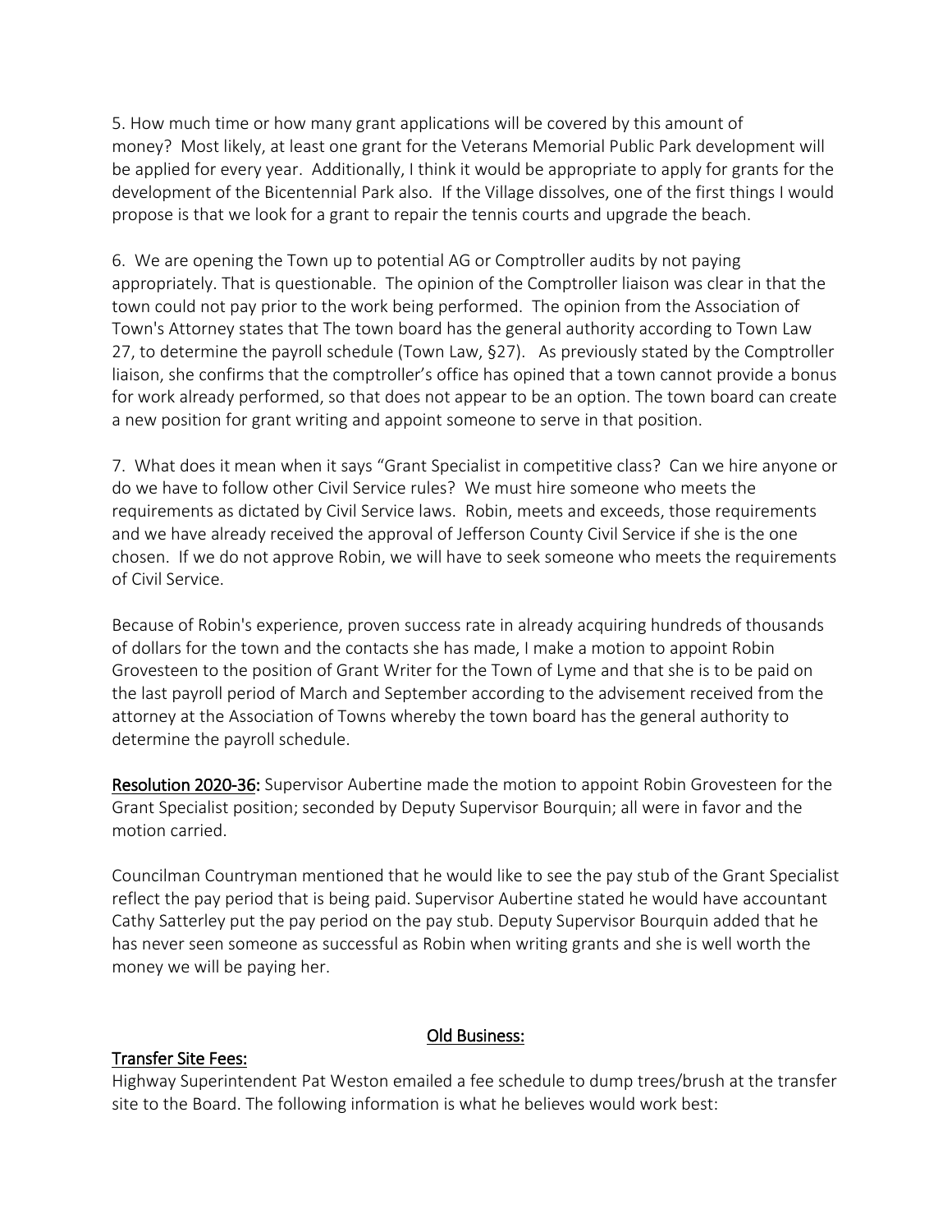5. How much time or how many grant applications will be covered by this amount of money? Most likely, at least one grant for the Veterans Memorial Public Park development will be applied for every year. Additionally, I think it would be appropriate to apply for grants for the development of the Bicentennial Park also. If the Village dissolves, one of the first things I would propose is that we look for a grant to repair the tennis courts and upgrade the beach.

6. We are opening the Town up to potential AG or Comptroller audits by not paying appropriately. That is questionable. The opinion of the Comptroller liaison was clear in that the town could not pay prior to the work being performed. The opinion from the Association of Town's Attorney states that The town board has the general authority according to Town Law 27, to determine the payroll schedule (Town Law, §27). As previously stated by the Comptroller liaison, she confirms that the comptroller's office has opined that a town cannot provide a bonus for work already performed, so that does not appear to be an option. The town board can create a new position for grant writing and appoint someone to serve in that position.

7. What does it mean when it says "Grant Specialist in competitive class? Can we hire anyone or do we have to follow other Civil Service rules? We must hire someone who meets the requirements as dictated by Civil Service laws. Robin, meets and exceeds, those requirements and we have already received the approval of Jefferson County Civil Service if she is the one chosen. If we do not approve Robin, we will have to seek someone who meets the requirements of Civil Service.

Because of Robin's experience, proven success rate in already acquiring hundreds of thousands of dollars for the town and the contacts she has made, I make a motion to appoint Robin Grovesteen to the position of Grant Writer for the Town of Lyme and that she is to be paid on the last payroll period of March and September according to the advisement received from the attorney at the Association of Towns whereby the town board has the general authority to determine the payroll schedule.

<u>Resolution 2020-36:</u> Supervisor Aubertine made the motion to appoint Robin Grovesteen for the Grant Specialist position; seconded by Deputy Supervisor Bourquin; all were in favor and the motion carried.

Councilman Countryman mentioned that he would like to see the pay stub of the Grant Specialist reflect the pay period that is being paid. Supervisor Aubertine stated he would have accountant Cathy Satterley put the pay period on the pay stub. Deputy Supervisor Bourquin added that he has never seen someone as successful as Robin when writing grants and she is well worth the money we will be paying her.

## <u>Old Business:</u>

### <u>Transfer Site Fees:</u>

Highway Superintendent Pat Weston emailed a fee schedule to dump trees/brush at the transfer site to the Board. The following information is what he believes would work best: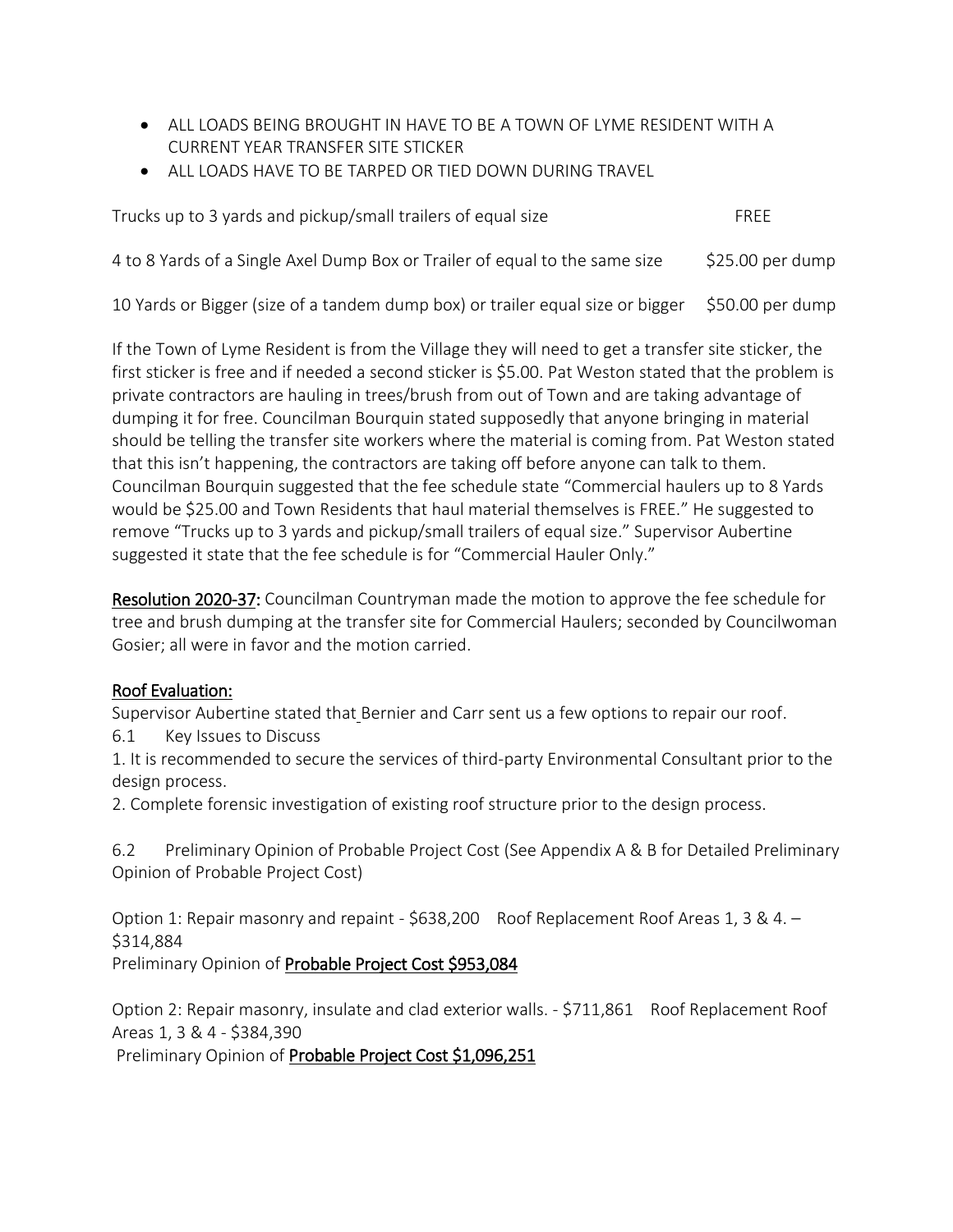- ALL LOADS BEING BROUGHT IN HAVE TO BE A TOWN OF LYME RESIDENT WITH A CURRENT YEAR TRANSFER SITE STICKER
- ALL LOADS HAVE TO BE TARPED OR TIED DOWN DURING TRAVEL

| | |
|---|---|
| Trucks up to 3 yards and pickup/small trailers of equal size | FREE |
| 4 to 8 Yards of a Single Axel Dump Box or Trailer of equal to the same size | $25.00 per dump |
| 10 Yards or Bigger (size of a tandem dump box) or trailer equal size or bigger | $50.00 per dump |

If the Town of Lyme Resident is from the Village they will need to get a transfer site sticker, the first sticker is free and if needed a second sticker is $5.00. Pat Weston stated that the problem is private contractors are hauling in trees/brush from out of Town and are taking advantage of dumping it for free. Councilman Bourquin stated supposedly that anyone bringing in material should be telling the transfer site workers where the material is coming from. Pat Weston stated that this isn't happening, the contractors are taking off before anyone can talk to them. Councilman Bourquin suggested that the fee schedule state "Commercial haulers up to 8 Yards would be $25.00 and Town Residents that haul material themselves is FREE." He suggested to remove "Trucks up to 3 yards and pickup/small trailers of equal size." Supervisor Aubertine suggested it state that the fee schedule is for "Commercial Hauler Only."

<u>Resolution 2020-37:</u> Councilman Countryman made the motion to approve the fee schedule for tree and brush dumping at the transfer site for Commercial Haulers; seconded by Councilwoman Gosier; all were in favor and the motion carried.

<u>Roof Evaluation:</u>

Supervisor Aubertine stated that Bernier and Carr sent us a few options to repair our roof.

6.1 Key Issues to Discuss

1. It is recommended to secure the services of third-party Environmental Consultant prior to the design process.
2. Complete forensic investigation of existing roof structure prior to the design process.

6.2 Preliminary Opinion of Probable Project Cost (See Appendix A & B for Detailed Preliminary Opinion of Probable Project Cost)

Option 1: Repair masonry and repaint - $638,200 Roof Replacement Roof Areas 1, 3 & 4. – $314,884

Preliminary Opinion of <u>Probable Project Cost $953,084</u>

Option 2: Repair masonry, insulate and clad exterior walls. - $711,861 Roof Replacement Roof Areas 1, 3 & 4 - $384,390

Preliminary Opinion of <u>Probable Project Cost $1,096,251</u>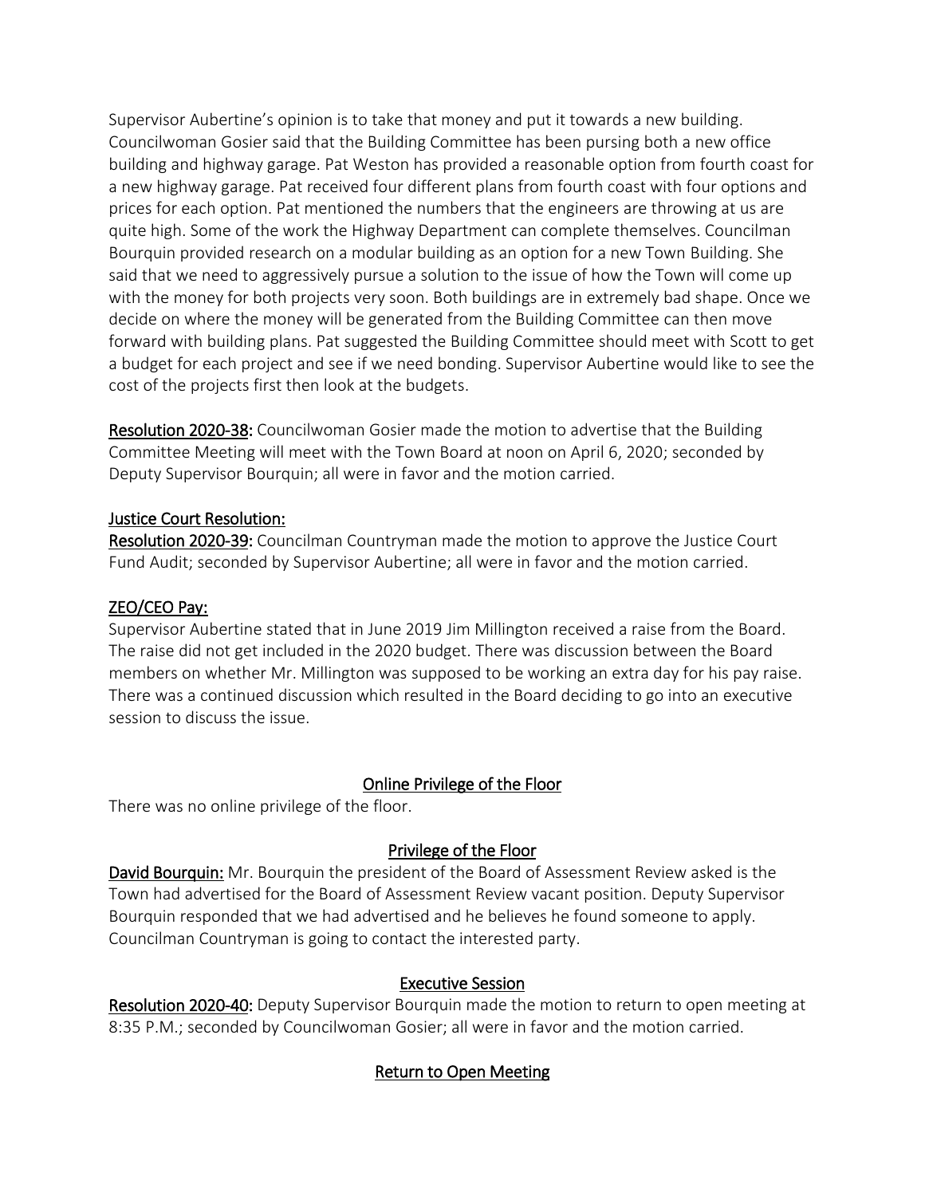Supervisor Aubertine's opinion is to take that money and put it towards a new building. Councilwoman Gosier said that the Building Committee has been pursing both a new office building and highway garage. Pat Weston has provided a reasonable option from fourth coast for a new highway garage. Pat received four different plans from fourth coast with four options and prices for each option. Pat mentioned the numbers that the engineers are throwing at us are quite high. Some of the work the Highway Department can complete themselves. Councilman Bourquin provided research on a modular building as an option for a new Town Building. She said that we need to aggressively pursue a solution to the issue of how the Town will come up with the money for both projects very soon. Both buildings are in extremely bad shape. Once we decide on where the money will be generated from the Building Committee can then move forward with building plans. Pat suggested the Building Committee should meet with Scott to get a budget for each project and see if we need bonding. Supervisor Aubertine would like to see the cost of the projects first then look at the budgets.

**Resolution 2020-38:** Councilwoman Gosier made the motion to advertise that the Building Committee Meeting will meet with the Town Board at noon on April 6, 2020; seconded by Deputy Supervisor Bourquin; all were in favor and the motion carried.

**Justice Court Resolution:**

**Resolution 2020-39:** Councilman Countryman made the motion to approve the Justice Court Fund Audit; seconded by Supervisor Aubertine; all were in favor and the motion carried.

**ZEO/CEO Pay:**

Supervisor Aubertine stated that in June 2019 Jim Millington received a raise from the Board. The raise did not get included in the 2020 budget. There was discussion between the Board members on whether Mr. Millington was supposed to be working an extra day for his pay raise. There was a continued discussion which resulted in the Board deciding to go into an executive session to discuss the issue.

## Online Privilege of the Floor

There was no online privilege of the floor.

## Privilege of the Floor

**David Bourquin:** Mr. Bourquin the president of the Board of Assessment Review asked is the Town had advertised for the Board of Assessment Review vacant position. Deputy Supervisor Bourquin responded that we had advertised and he believes he found someone to apply. Councilman Countryman is going to contact the interested party.

## Executive Session

**Resolution 2020-40:** Deputy Supervisor Bourquin made the motion to return to open meeting at 8:35 P.M.; seconded by Councilwoman Gosier; all were in favor and the motion carried.

## Return to Open Meeting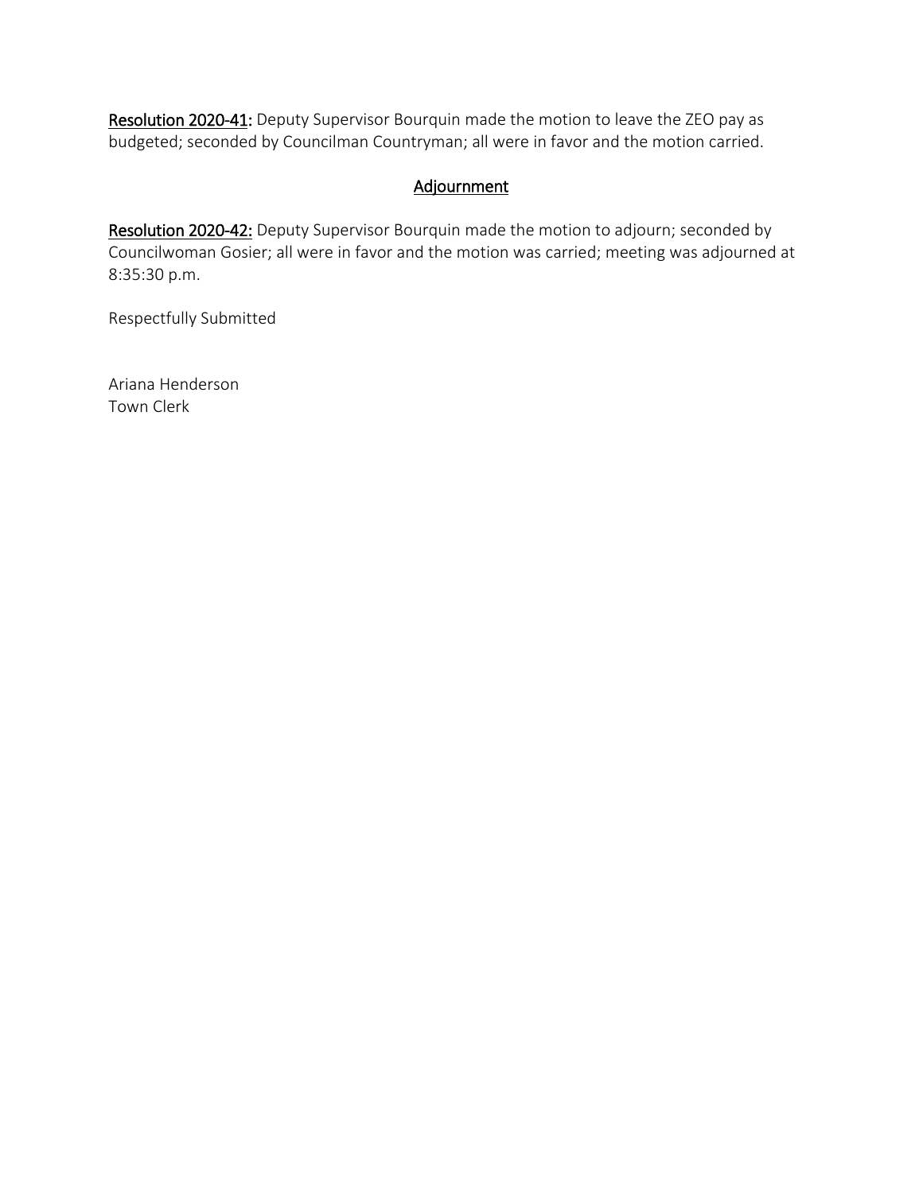**Resolution 2020-41:** Deputy Supervisor Bourquin made the motion to leave the ZEO pay as budgeted; seconded by Councilman Countryman; all were in favor and the motion carried.

## Adjournment

**Resolution 2020-42:** Deputy Supervisor Bourquin made the motion to adjourn; seconded by Councilwoman Gosier; all were in favor and the motion was carried; meeting was adjourned at 8:35:30 p.m.

Respectfully Submitted

Ariana Henderson
Town Clerk